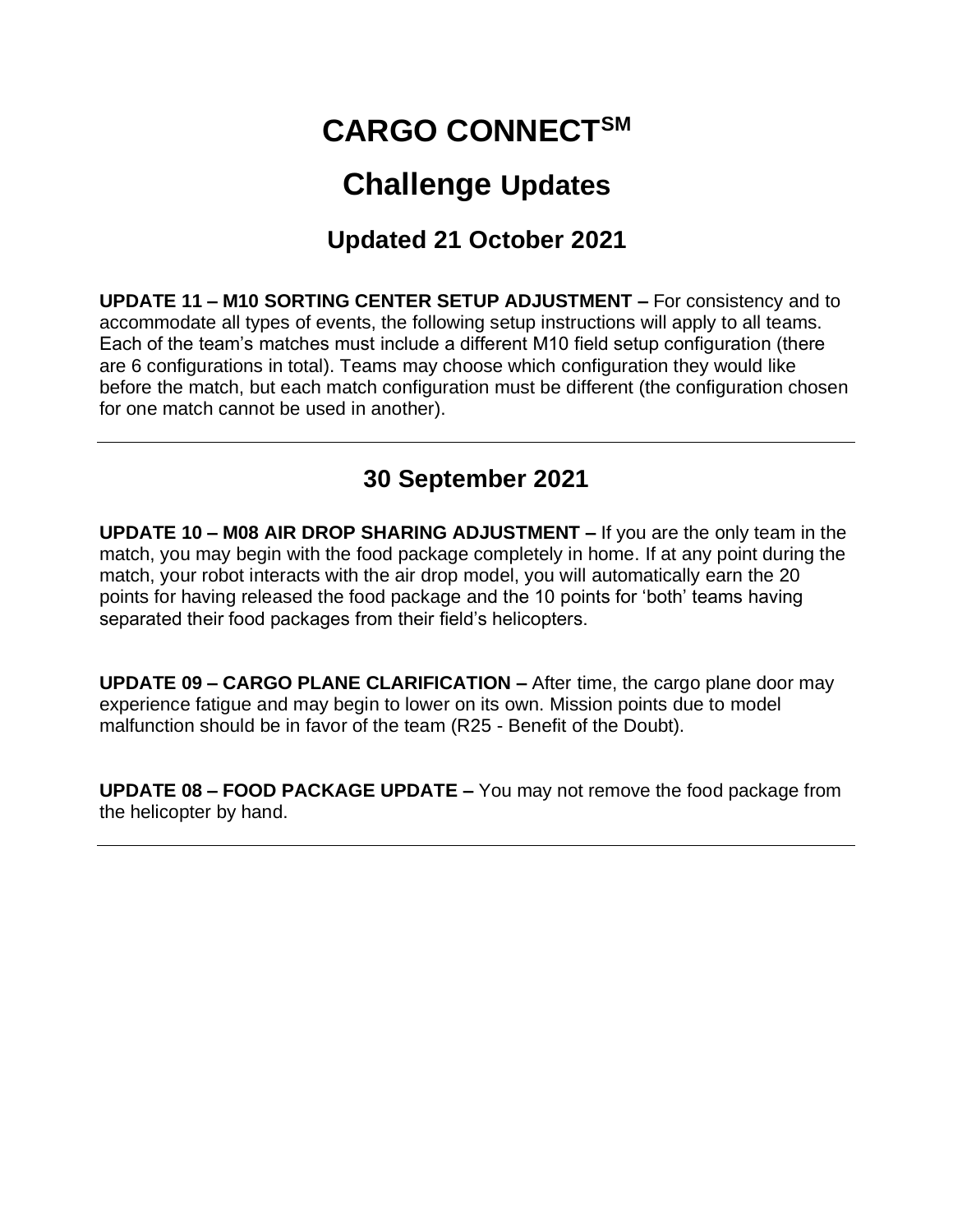# CARGO CONNECT[SM]

## Challenge Updates

### Updated 21 October 2021

**UPDATE 11 – M10 SORTING CENTER SETUP ADJUSTMENT –** For consistency and to accommodate all types of events, the following setup instructions will apply to all teams. Each of the team's matches must include a different M10 field setup configuration (there are 6 configurations in total). Teams may choose which configuration they would like before the match, but each match configuration must be different (the configuration chosen for one match cannot be used in another).

---

### 30 September 2021

**UPDATE 10 – M08 AIR DROP SHARING ADJUSTMENT –** If you are the only team in the match, you may begin with the food package completely in home. If at any point during the match, your robot interacts with the air drop model, you will automatically earn the 20 points for having released the food package and the 10 points for 'both' teams having separated their food packages from their field's helicopters.

**UPDATE 09 – CARGO PLANE CLARIFICATION –** After time, the cargo plane door may experience fatigue and may begin to lower on its own. Mission points due to model malfunction should be in favor of the team (R25 - Benefit of the Doubt).

**UPDATE 08 – FOOD PACKAGE UPDATE –** You may not remove the food package from the helicopter by hand.

---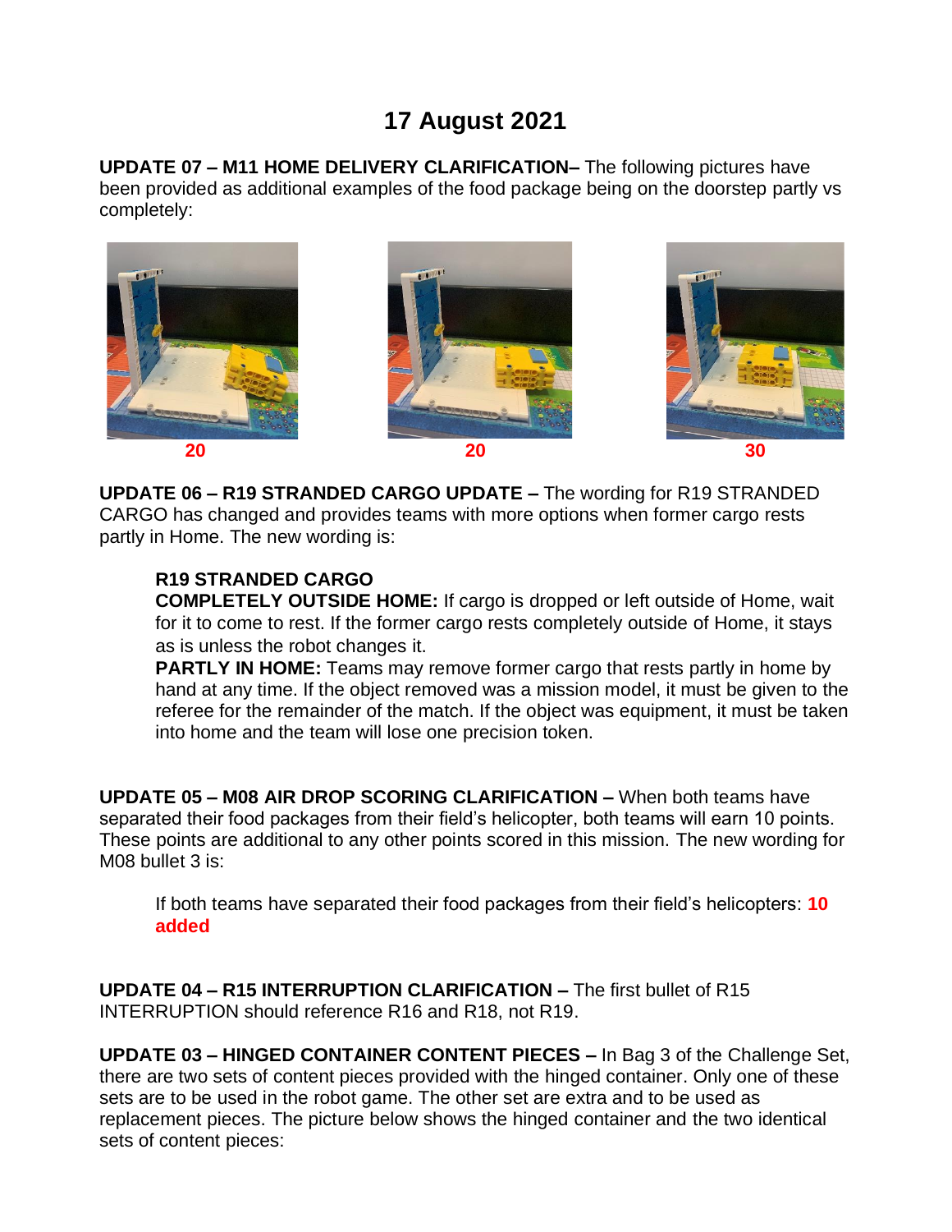# 17 August 2021

**UPDATE 07 – M11 HOME DELIVERY CLARIFICATION–** The following pictures have been provided as additional examples of the food package being on the doorstep partly vs completely:

20

20

30

**UPDATE 06 – R19 STRANDED CARGO UPDATE –** The wording for R19 STRANDED CARGO has changed and provides teams with more options when former cargo rests partly in Home. The new wording is:

> **R19 STRANDED CARGO**
> **COMPLETELY OUTSIDE HOME:** If cargo is dropped or left outside of Home, wait for it to come to rest. If the former cargo rests completely outside of Home, it stays as is unless the robot changes it.
> **PARTLY IN HOME:** Teams may remove former cargo that rests partly in home by hand at any time. If the object removed was a mission model, it must be given to the referee for the remainder of the match. If the object was equipment, it must be taken into home and the team will lose one precision token.

**UPDATE 05 – M08 AIR DROP SCORING CLARIFICATION –** When both teams have separated their food packages from their field's helicopter, both teams will earn 10 points. These points are additional to any other points scored in this mission. The new wording for M08 bullet 3 is:

> If both teams have separated their food packages from their field's helicopters: **10 added**

**UPDATE 04 – R15 INTERRUPTION CLARIFICATION –** The first bullet of R15 INTERRUPTION should reference R16 and R18, not R19.

**UPDATE 03 – HINGED CONTAINER CONTENT PIECES –** In Bag 3 of the Challenge Set, there are two sets of content pieces provided with the hinged container. Only one of these sets are to be used in the robot game. The other set are extra and to be used as replacement pieces. The picture below shows the hinged container and the two identical sets of content pieces: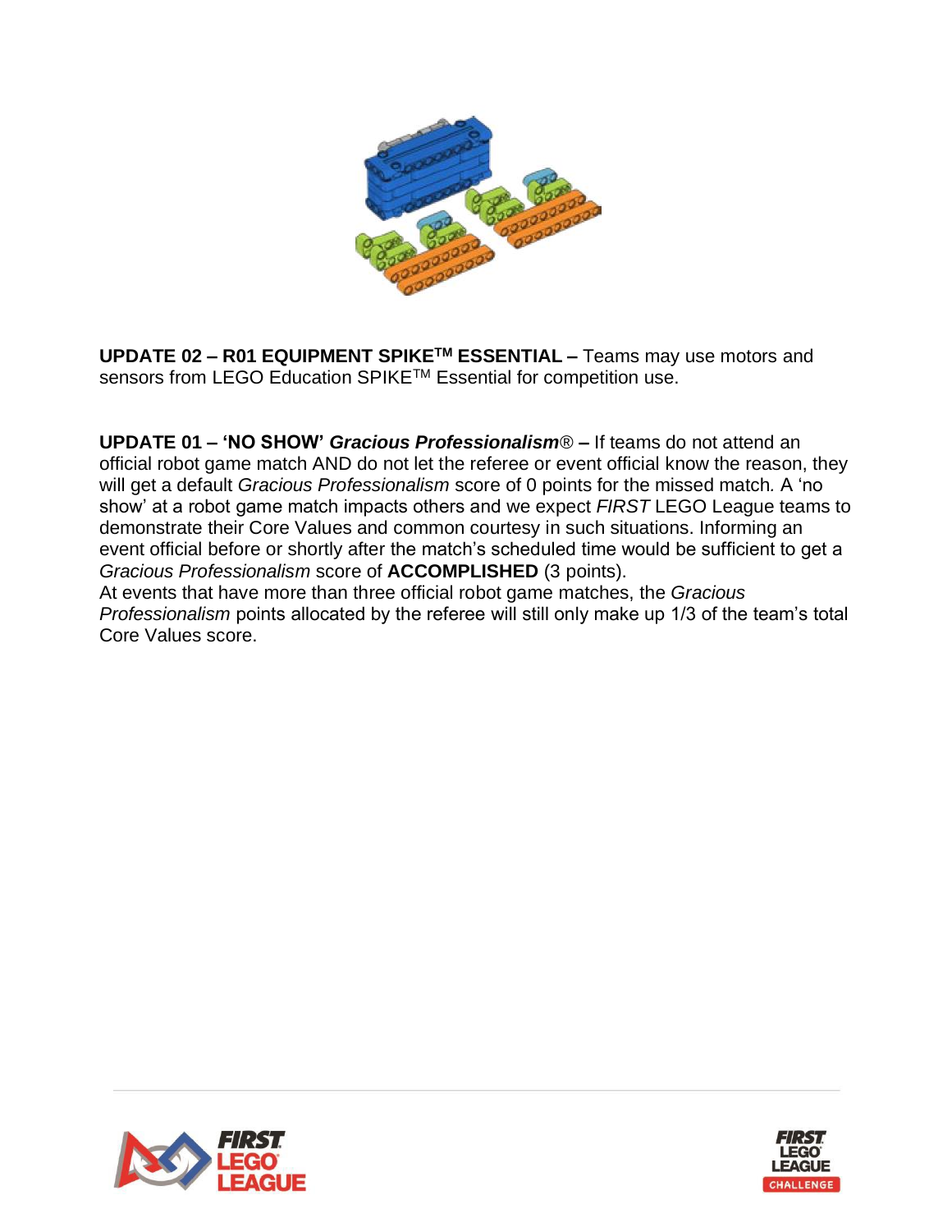**UPDATE 02 – R01 EQUIPMENT SPIKE[TM] ESSENTIAL –** Teams may use motors and sensors from LEGO Education SPIKE[TM] Essential for competition use.

**UPDATE 01 – 'NO SHOW' *Gracious Professionalism*® –** If teams do not attend an official robot game match AND do not let the referee or event official know the reason, they will get a default *Gracious Professionalism* score of 0 points for the missed match. A 'no show' at a robot game match impacts others and we expect *FIRST* LEGO League teams to demonstrate their Core Values and common courtesy in such situations. Informing an event official before or shortly after the match's scheduled time would be sufficient to get a *Gracious Professionalism* score of **ACCOMPLISHED** (3 points).

At events that have more than three official robot game matches, the *Gracious Professionalism* points allocated by the referee will still only make up 1/3 of the team's total Core Values score.